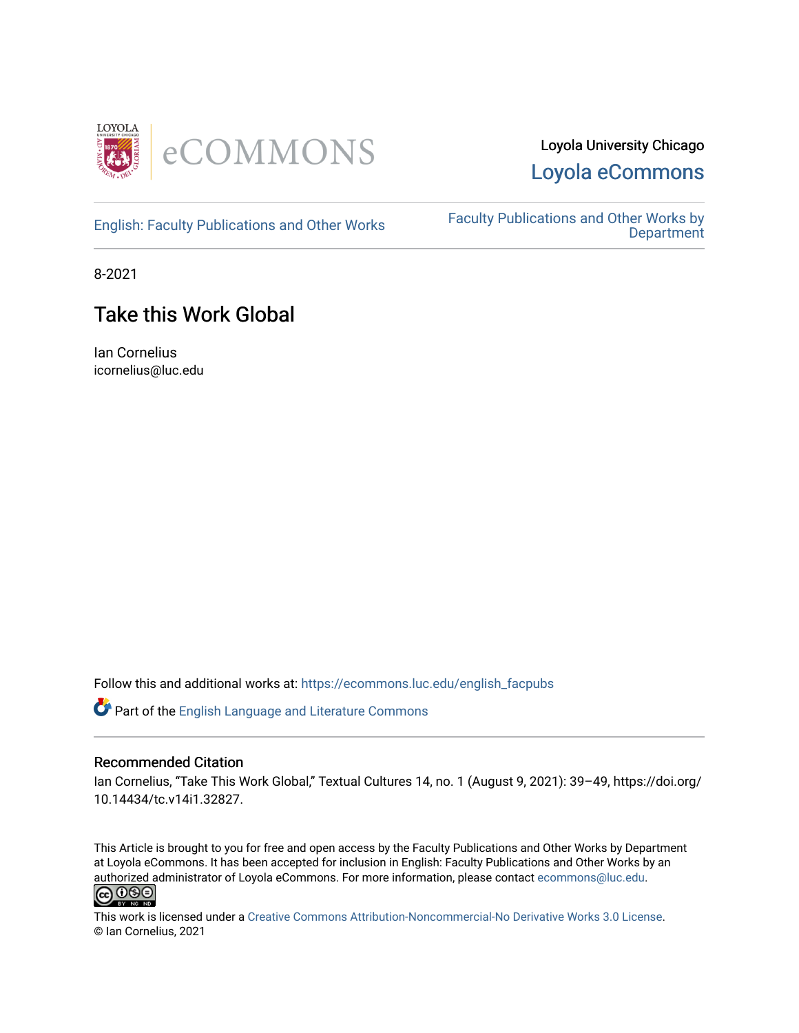Loyola University Chicago

Loyola eCommons

English: Faculty Publications and Other Works

Faculty Publications and Other Works by Department

8-2021

# Take this Work Global

Ian Cornelius
icornelius@luc.edu

Follow this and additional works at: https://ecommons.luc.edu/english_facpubs

Part of the English Language and Literature Commons

## Recommended Citation

Ian Cornelius, "Take This Work Global," Textual Cultures 14, no. 1 (August 9, 2021): 39–49, https://doi.org/10.14434/tc.v14i1.32827.

This Article is brought to you for free and open access by the Faculty Publications and Other Works by Department at Loyola eCommons. It has been accepted for inclusion in English: Faculty Publications and Other Works by an authorized administrator of Loyola eCommons. For more information, please contact ecommons@luc.edu.

This work is licensed under a Creative Commons Attribution-Noncommercial-No Derivative Works 3.0 License.
© Ian Cornelius, 2021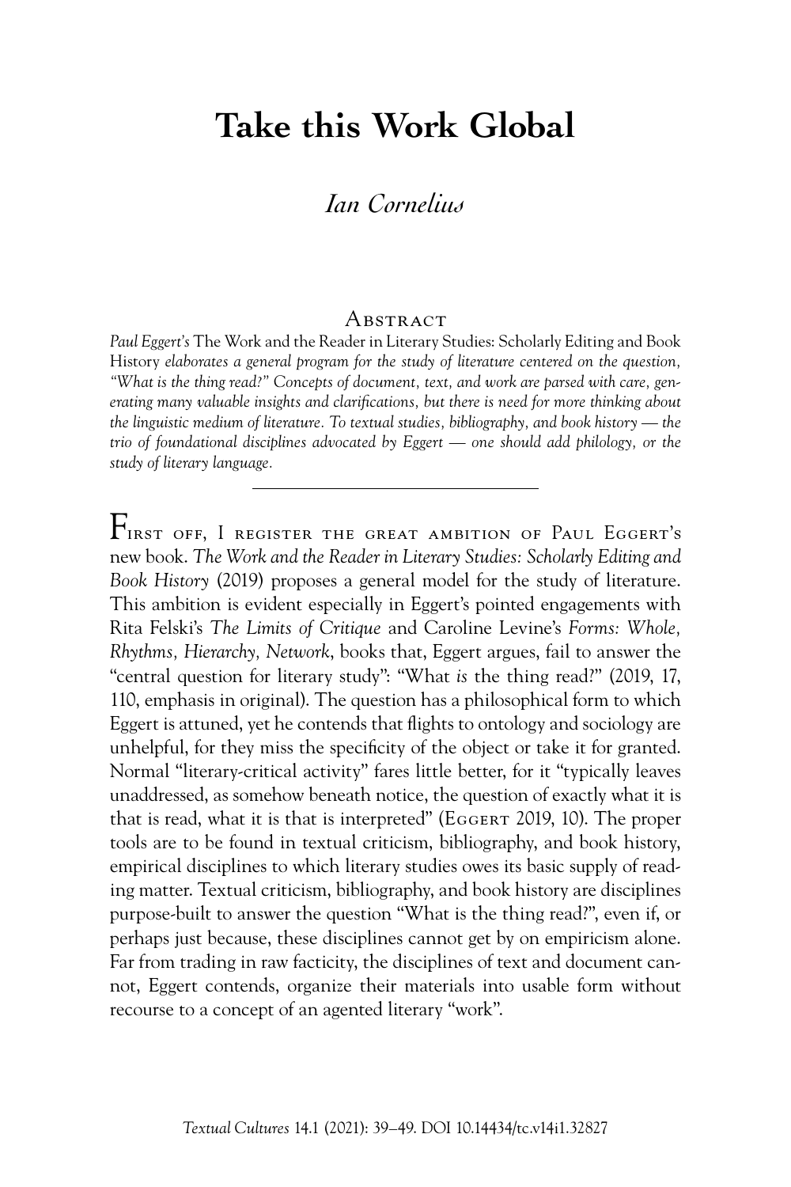# Take this Work Global

*Ian Cornelius*

## Abstract

*Paul Eggert's* The Work and the Reader in Literary Studies: Scholarly Editing and Book History *elaborates a general program for the study of literature centered on the question, "What is the thing read?" Concepts of document, text, and work are parsed with care, generating many valuable insights and clarifications, but there is need for more thinking about the linguistic medium of literature. To textual studies, bibliography, and book history — the trio of foundational disciplines advocated by Eggert — one should add philology, or the study of literary language.*

---

First off, I register the great ambition of Paul Eggert's new book. *The Work and the Reader in Literary Studies: Scholarly Editing and Book History* (2019) proposes a general model for the study of literature. This ambition is evident especially in Eggert's pointed engagements with Rita Felski's *The Limits of Critique* and Caroline Levine's *Forms: Whole, Rhythms, Hierarchy, Network*, books that, Eggert argues, fail to answer the "central question for literary study": "What *is* the thing read?" (2019, 17, 110, emphasis in original). The question has a philosophical form to which Eggert is attuned, yet he contends that flights to ontology and sociology are unhelpful, for they miss the specificity of the object or take it for granted. Normal "literary-critical activity" fares little better, for it "typically leaves unaddressed, as somehow beneath notice, the question of exactly what it is that is read, what it is that is interpreted" (Eggert 2019, 10). The proper tools are to be found in textual criticism, bibliography, and book history, empirical disciplines to which literary studies owes its basic supply of reading matter. Textual criticism, bibliography, and book history are disciplines purpose-built to answer the question "What is the thing read?", even if, or perhaps just because, these disciplines cannot get by on empiricism alone. Far from trading in raw facticity, the disciplines of text and document cannot, Eggert contends, organize their materials into usable form without recourse to a concept of an agented literary "work".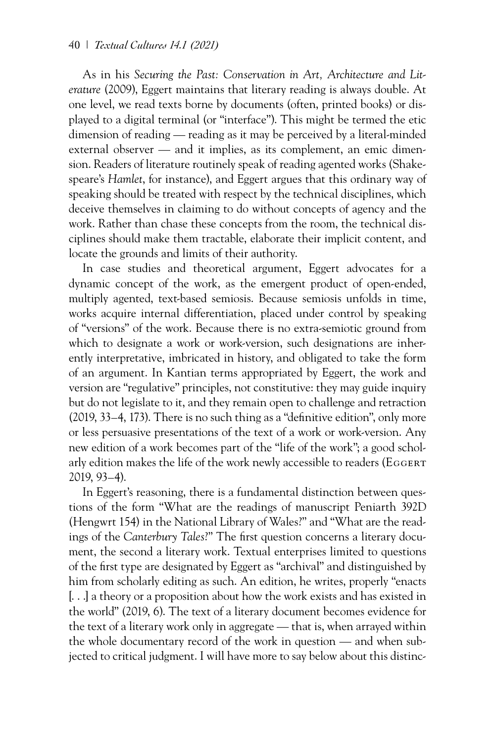As in his *Securing the Past: Conservation in Art, Architecture and Literature* (2009), Eggert maintains that literary reading is always double. At one level, we read texts borne by documents (often, printed books) or displayed to a digital terminal (or "interface"). This might be termed the etic dimension of reading — reading as it may be perceived by a literal-minded external observer — and it implies, as its complement, an emic dimension. Readers of literature routinely speak of reading agented works (Shakespeare's *Hamlet*, for instance), and Eggert argues that this ordinary way of speaking should be treated with respect by the technical disciplines, which deceive themselves in claiming to do without concepts of agency and the work. Rather than chase these concepts from the room, the technical disciplines should make them tractable, elaborate their implicit content, and locate the grounds and limits of their authority.

In case studies and theoretical argument, Eggert advocates for a dynamic concept of the work, as the emergent product of open-ended, multiply agented, text-based semiosis. Because semiosis unfolds in time, works acquire internal differentiation, placed under control by speaking of "versions" of the work. Because there is no extra-semiotic ground from which to designate a work or work-version, such designations are inherently interpretative, imbricated in history, and obligated to take the form of an argument. In Kantian terms appropriated by Eggert, the work and version are "regulative" principles, not constitutive: they may guide inquiry but do not legislate to it, and they remain open to challenge and retraction (2019, 33–4, 173). There is no such thing as a "definitive edition", only more or less persuasive presentations of the text of a work or work-version. Any new edition of a work becomes part of the "life of the work"; a good scholarly edition makes the life of the work newly accessible to readers (Eggert 2019, 93–4).

In Eggert's reasoning, there is a fundamental distinction between questions of the form "What are the readings of manuscript Peniarth 392D (Hengwrt 154) in the National Library of Wales?" and "What are the readings of the *Canterbury Tales*?" The first question concerns a literary document, the second a literary work. Textual enterprises limited to questions of the first type are designated by Eggert as "archival" and distinguished by him from scholarly editing as such. An edition, he writes, properly "enacts [. . .] a theory or a proposition about how the work exists and has existed in the world" (2019, 6). The text of a literary document becomes evidence for the text of a literary work only in aggregate — that is, when arrayed within the whole documentary record of the work in question — and when subjected to critical judgment. I will have more to say below about this distinc-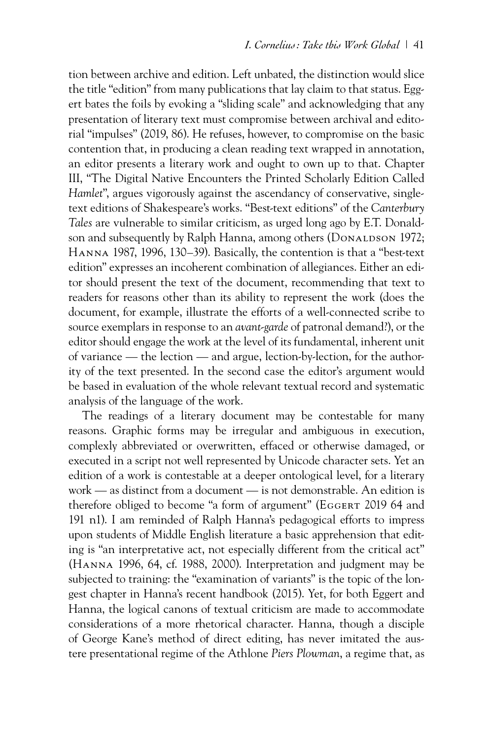tion between archive and edition. Left unbated, the distinction would slice the title "edition" from many publications that lay claim to that status. Eggert bates the foils by evoking a "sliding scale" and acknowledging that any presentation of literary text must compromise between archival and editorial "impulses" (2019, 86). He refuses, however, to compromise on the basic contention that, in producing a clean reading text wrapped in annotation, an editor presents a literary work and ought to own up to that. Chapter III, "The Digital Native Encounters the Printed Scholarly Edition Called *Hamlet*", argues vigorously against the ascendancy of conservative, single-text editions of Shakespeare's works. "Best-text editions" of the *Canterbury Tales* are vulnerable to similar criticism, as urged long ago by E.T. Donaldson and subsequently by Ralph Hanna, among others (Donaldson 1972; Hanna 1987, 1996, 130–39). Basically, the contention is that a "best-text edition" expresses an incoherent combination of allegiances. Either an editor should present the text of the document, recommending that text to readers for reasons other than its ability to represent the work (does the document, for example, illustrate the efforts of a well-connected scribe to source exemplars in response to an *avant-garde* of patronal demand?), or the editor should engage the work at the level of its fundamental, inherent unit of variance — the lection — and argue, lection-by-lection, for the authority of the text presented. In the second case the editor's argument would be based in evaluation of the whole relevant textual record and systematic analysis of the language of the work.

The readings of a literary document may be contestable for many reasons. Graphic forms may be irregular and ambiguous in execution, complexly abbreviated or overwritten, effaced or otherwise damaged, or executed in a script not well represented by Unicode character sets. Yet an edition of a work is contestable at a deeper ontological level, for a literary work — as distinct from a document — is not demonstrable. An edition is therefore obliged to become "a form of argument" (Eggert 2019 64 and 191 n1). I am reminded of Ralph Hanna's pedagogical efforts to impress upon students of Middle English literature a basic apprehension that editing is "an interpretative act, not especially different from the critical act" (Hanna 1996, 64, cf. 1988, 2000). Interpretation and judgment may be subjected to training: the "examination of variants" is the topic of the longest chapter in Hanna's recent handbook (2015). Yet, for both Eggert and Hanna, the logical canons of textual criticism are made to accommodate considerations of a more rhetorical character. Hanna, though a disciple of George Kane's method of direct editing, has never imitated the austere presentational regime of the Athlone *Piers Plowman*, a regime that, as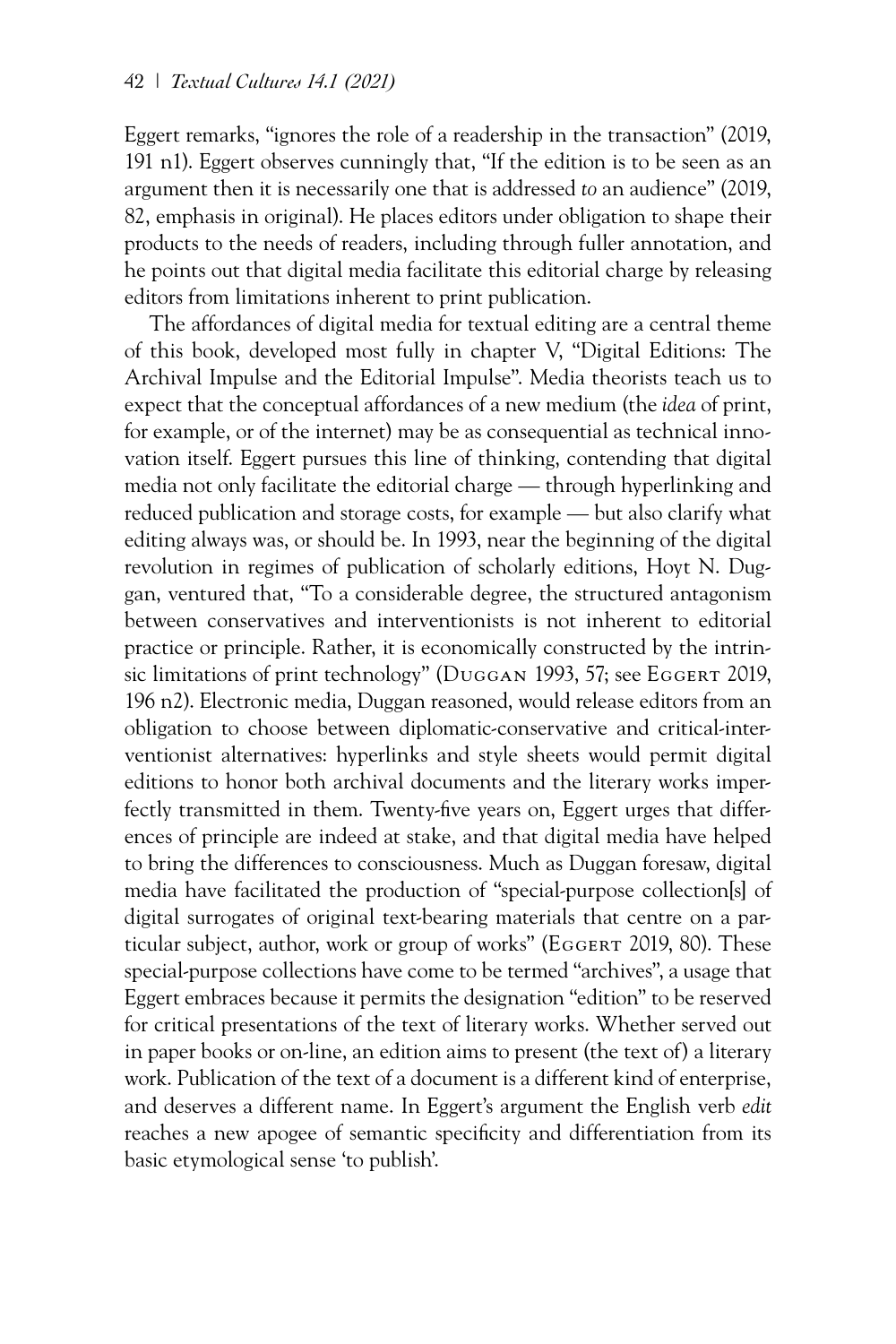Eggert remarks, "ignores the role of a readership in the transaction" (2019, 191 n1). Eggert observes cunningly that, "If the edition is to be seen as an argument then it is necessarily one that is addressed *to* an audience" (2019, 82, emphasis in original). He places editors under obligation to shape their products to the needs of readers, including through fuller annotation, and he points out that digital media facilitate this editorial charge by releasing editors from limitations inherent to print publication.

The affordances of digital media for textual editing are a central theme of this book, developed most fully in chapter V, "Digital Editions: The Archival Impulse and the Editorial Impulse". Media theorists teach us to expect that the conceptual affordances of a new medium (the *idea* of print, for example, or of the internet) may be as consequential as technical innovation itself. Eggert pursues this line of thinking, contending that digital media not only facilitate the editorial charge — through hyperlinking and reduced publication and storage costs, for example — but also clarify what editing always was, or should be. In 1993, near the beginning of the digital revolution in regimes of publication of scholarly editions, Hoyt N. Duggan, ventured that, "To a considerable degree, the structured antagonism between conservatives and interventionists is not inherent to editorial practice or principle. Rather, it is economically constructed by the intrinsic limitations of print technology" (Duggan 1993, 57; see Eggert 2019, 196 n2). Electronic media, Duggan reasoned, would release editors from an obligation to choose between diplomatic-conservative and critical-interventionist alternatives: hyperlinks and style sheets would permit digital editions to honor both archival documents and the literary works imperfectly transmitted in them. Twenty-five years on, Eggert urges that differences of principle are indeed at stake, and that digital media have helped to bring the differences to consciousness. Much as Duggan foresaw, digital media have facilitated the production of "special-purpose collection[s] of digital surrogates of original text-bearing materials that centre on a particular subject, author, work or group of works" (Eggert 2019, 80). These special-purpose collections have come to be termed "archives", a usage that Eggert embraces because it permits the designation "edition" to be reserved for critical presentations of the text of literary works. Whether served out in paper books or on-line, an edition aims to present (the text of) a literary work. Publication of the text of a document is a different kind of enterprise, and deserves a different name. In Eggert's argument the English verb *edit* reaches a new apogee of semantic specificity and differentiation from its basic etymological sense 'to publish'.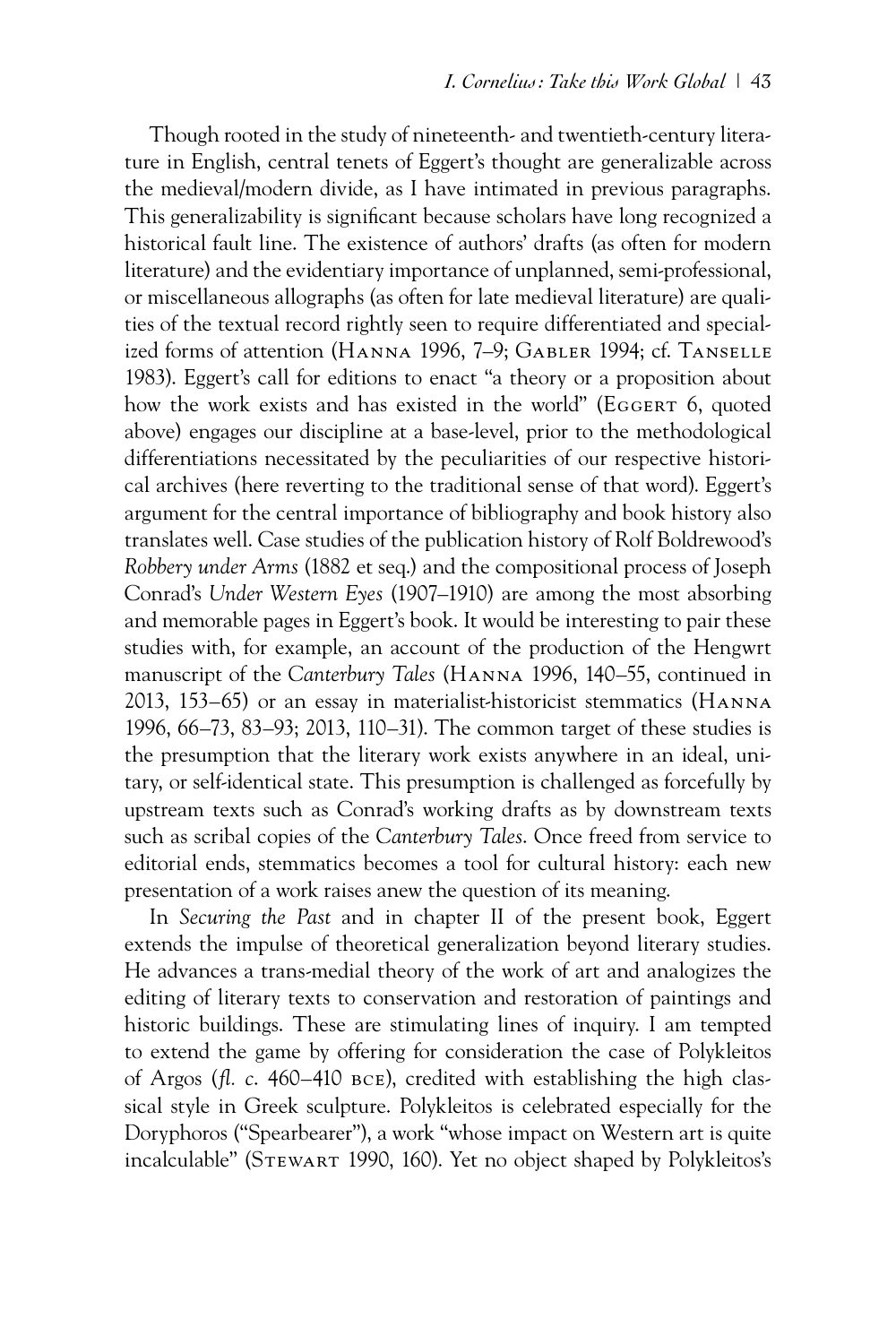Though rooted in the study of nineteenth- and twentieth-century literature in English, central tenets of Eggert's thought are generalizable across the medieval/modern divide, as I have intimated in previous paragraphs. This generalizability is significant because scholars have long recognized a historical fault line. The existence of authors' drafts (as often for modern literature) and the evidentiary importance of unplanned, semi-professional, or miscellaneous allographs (as often for late medieval literature) are qualities of the textual record rightly seen to require differentiated and specialized forms of attention (Hanna 1996, 7–9; Gabler 1994; cf. Tanselle 1983). Eggert's call for editions to enact "a theory or a proposition about how the work exists and has existed in the world" (Eggert 6, quoted above) engages our discipline at a base-level, prior to the methodological differentiations necessitated by the peculiarities of our respective historical archives (here reverting to the traditional sense of that word). Eggert's argument for the central importance of bibliography and book history also translates well. Case studies of the publication history of Rolf Boldrewood's *Robbery under Arms* (1882 et seq.) and the compositional process of Joseph Conrad's *Under Western Eyes* (1907–1910) are among the most absorbing and memorable pages in Eggert's book. It would be interesting to pair these studies with, for example, an account of the production of the Hengwrt manuscript of the *Canterbury Tales* (Hanna 1996, 140–55, continued in 2013, 153–65) or an essay in materialist-historicist stemmatics (Hanna 1996, 66–73, 83–93; 2013, 110–31). The common target of these studies is the presumption that the literary work exists anywhere in an ideal, unitary, or self-identical state. This presumption is challenged as forcefully by upstream texts such as Conrad's working drafts as by downstream texts such as scribal copies of the *Canterbury Tales*. Once freed from service to editorial ends, stemmatics becomes a tool for cultural history: each new presentation of a work raises anew the question of its meaning.

In *Securing the Past* and in chapter II of the present book, Eggert extends the impulse of theoretical generalization beyond literary studies. He advances a trans-medial theory of the work of art and analogizes the editing of literary texts to conservation and restoration of paintings and historic buildings. These are stimulating lines of inquiry. I am tempted to extend the game by offering for consideration the case of Polykleitos of Argos (*fl. c.* 460–410 bce), credited with establishing the high classical style in Greek sculpture. Polykleitos is celebrated especially for the Doryphoros ("Spearbearer"), a work "whose impact on Western art is quite incalculable" (Stewart 1990, 160). Yet no object shaped by Polykleitos's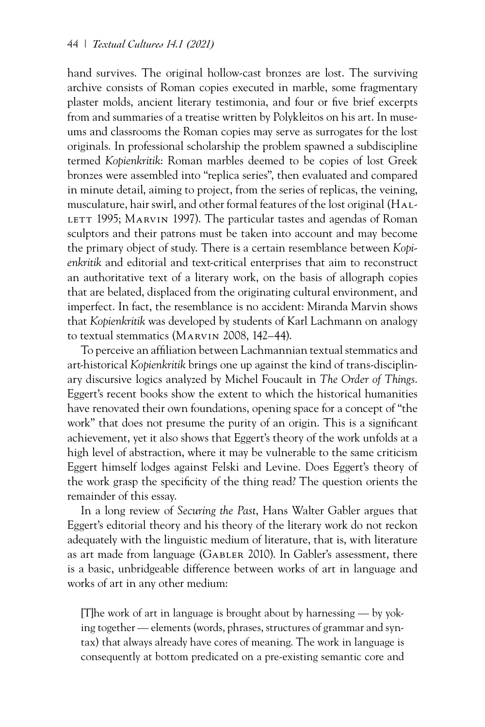hand survives. The original hollow-cast bronzes are lost. The surviving archive consists of Roman copies executed in marble, some fragmentary plaster molds, ancient literary testimonia, and four or five brief excerpts from and summaries of a treatise written by Polykleitos on his art. In museums and classrooms the Roman copies may serve as surrogates for the lost originals. In professional scholarship the problem spawned a subdiscipline termed *Kopienkritik*: Roman marbles deemed to be copies of lost Greek bronzes were assembled into "replica series", then evaluated and compared in minute detail, aiming to project, from the series of replicas, the veining, musculature, hair swirl, and other formal features of the lost original (Hallett 1995; Marvin 1997). The particular tastes and agendas of Roman sculptors and their patrons must be taken into account and may become the primary object of study. There is a certain resemblance between *Kopienkritik* and editorial and text-critical enterprises that aim to reconstruct an authoritative text of a literary work, on the basis of allograph copies that are belated, displaced from the originating cultural environment, and imperfect. In fact, the resemblance is no accident: Miranda Marvin shows that *Kopienkritik* was developed by students of Karl Lachmann on analogy to textual stemmatics (Marvin 2008, 142–44).

To perceive an affiliation between Lachmannian textual stemmatics and art-historical *Kopienkritik* brings one up against the kind of trans-disciplinary discursive logics analyzed by Michel Foucault in *The Order of Things*. Eggert's recent books show the extent to which the historical humanities have renovated their own foundations, opening space for a concept of "the work" that does not presume the purity of an origin. This is a significant achievement, yet it also shows that Eggert's theory of the work unfolds at a high level of abstraction, where it may be vulnerable to the same criticism Eggert himself lodges against Felski and Levine. Does Eggert's theory of the work grasp the specificity of the thing read? The question orients the remainder of this essay.

In a long review of *Securing the Past*, Hans Walter Gabler argues that Eggert's editorial theory and his theory of the literary work do not reckon adequately with the linguistic medium of literature, that is, with literature as art made from language (Gabler 2010). In Gabler's assessment, there is a basic, unbridgeable difference between works of art in language and works of art in any other medium:

> [T]he work of art in language is brought about by harnessing — by yoking together — elements (words, phrases, structures of grammar and syntax) that always already have cores of meaning. The work in language is consequently at bottom predicated on a pre-existing semantic core and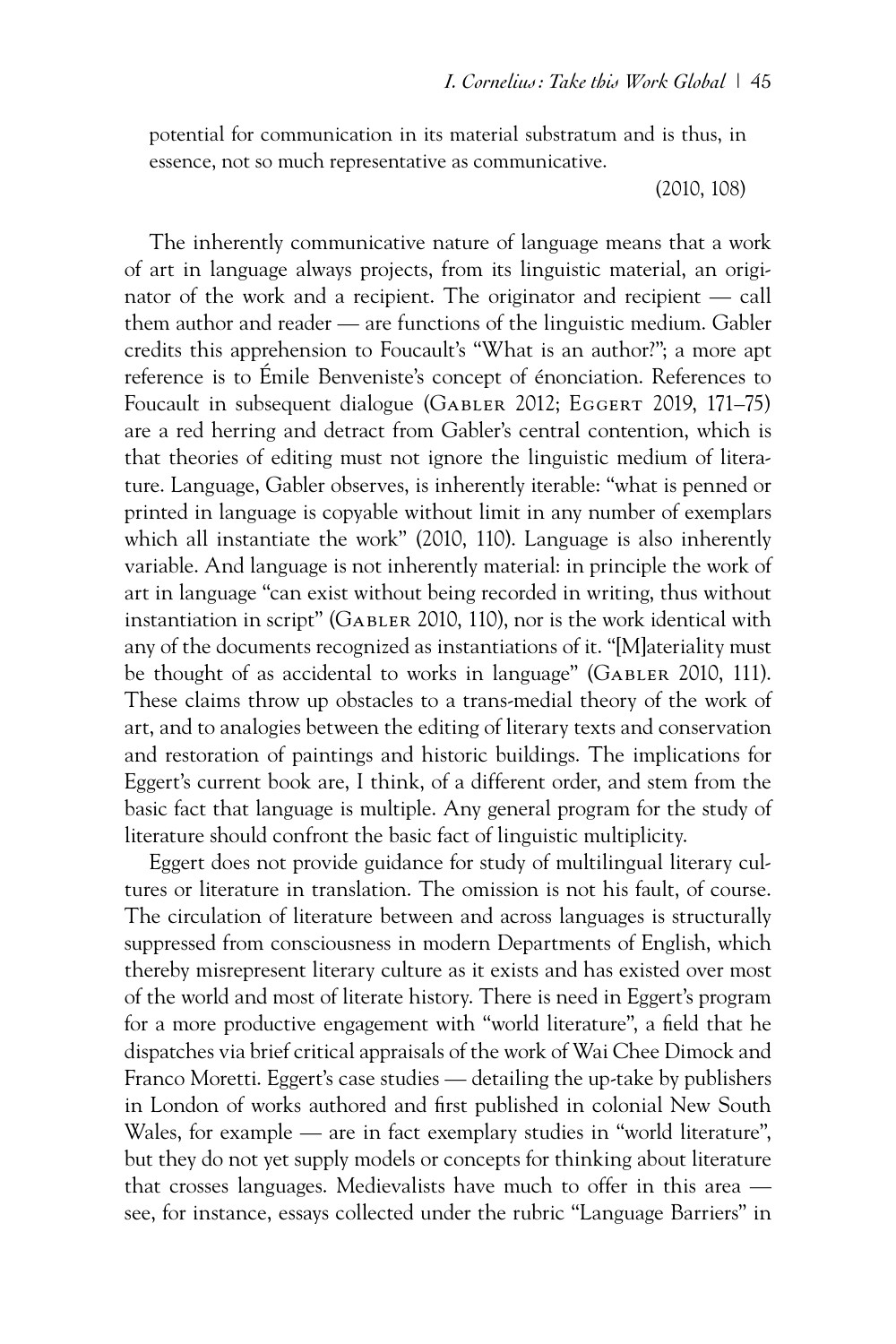potential for communication in its material substratum and is thus, in essence, not so much representative as communicative.

(2010, 108)

The inherently communicative nature of language means that a work of art in language always projects, from its linguistic material, an originator of the work and a recipient. The originator and recipient — call them author and reader — are functions of the linguistic medium. Gabler credits this apprehension to Foucault's "What is an author?"; a more apt reference is to Émile Benveniste's concept of énonciation. References to Foucault in subsequent dialogue (Gabler 2012; Eggert 2019, 171–75) are a red herring and detract from Gabler's central contention, which is that theories of editing must not ignore the linguistic medium of literature. Language, Gabler observes, is inherently iterable: "what is penned or printed in language is copyable without limit in any number of exemplars which all instantiate the work" (2010, 110). Language is also inherently variable. And language is not inherently material: in principle the work of art in language "can exist without being recorded in writing, thus without instantiation in script" (Gabler 2010, 110), nor is the work identical with any of the documents recognized as instantiations of it. "[M]ateriality must be thought of as accidental to works in language" (Gabler 2010, 111). These claims throw up obstacles to a trans-medial theory of the work of art, and to analogies between the editing of literary texts and conservation and restoration of paintings and historic buildings. The implications for Eggert's current book are, I think, of a different order, and stem from the basic fact that language is multiple. Any general program for the study of literature should confront the basic fact of linguistic multiplicity.

Eggert does not provide guidance for study of multilingual literary cultures or literature in translation. The omission is not his fault, of course. The circulation of literature between and across languages is structurally suppressed from consciousness in modern Departments of English, which thereby misrepresent literary culture as it exists and has existed over most of the world and most of literate history. There is need in Eggert's program for a more productive engagement with "world literature", a field that he dispatches via brief critical appraisals of the work of Wai Chee Dimock and Franco Moretti. Eggert's case studies — detailing the up-take by publishers in London of works authored and first published in colonial New South Wales, for example — are in fact exemplary studies in "world literature", but they do not yet supply models or concepts for thinking about literature that crosses languages. Medievalists have much to offer in this area — see, for instance, essays collected under the rubric "Language Barriers" in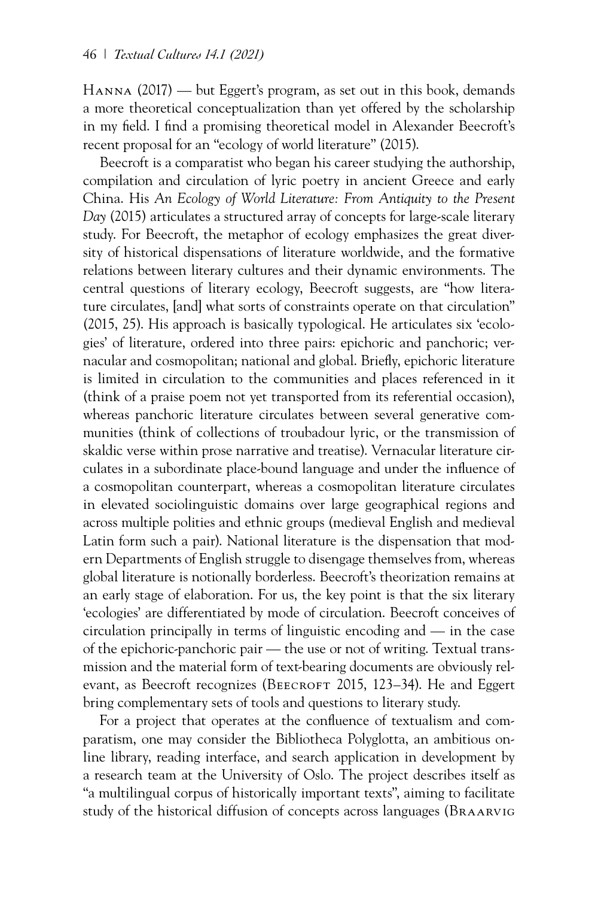Hanna (2017) — but Eggert's program, as set out in this book, demands a more theoretical conceptualization than yet offered by the scholarship in my field. I find a promising theoretical model in Alexander Beecroft's recent proposal for an "ecology of world literature" (2015).

Beecroft is a comparatist who began his career studying the authorship, compilation and circulation of lyric poetry in ancient Greece and early China. His *An Ecology of World Literature: From Antiquity to the Present Day* (2015) articulates a structured array of concepts for large-scale literary study. For Beecroft, the metaphor of ecology emphasizes the great diversity of historical dispensations of literature worldwide, and the formative relations between literary cultures and their dynamic environments. The central questions of literary ecology, Beecroft suggests, are "how literature circulates, [and] what sorts of constraints operate on that circulation" (2015, 25). His approach is basically typological. He articulates six 'ecologies' of literature, ordered into three pairs: epichoric and panchoric; vernacular and cosmopolitan; national and global. Briefly, epichoric literature is limited in circulation to the communities and places referenced in it (think of a praise poem not yet transported from its referential occasion), whereas panchoric literature circulates between several generative communities (think of collections of troubadour lyric, or the transmission of skaldic verse within prose narrative and treatise). Vernacular literature circulates in a subordinate place-bound language and under the influence of a cosmopolitan counterpart, whereas a cosmopolitan literature circulates in elevated sociolinguistic domains over large geographical regions and across multiple polities and ethnic groups (medieval English and medieval Latin form such a pair). National literature is the dispensation that modern Departments of English struggle to disengage themselves from, whereas global literature is notionally borderless. Beecroft's theorization remains at an early stage of elaboration. For us, the key point is that the six literary 'ecologies' are differentiated by mode of circulation. Beecroft conceives of circulation principally in terms of linguistic encoding and — in the case of the epichoric-panchoric pair — the use or not of writing. Textual transmission and the material form of text-bearing documents are obviously relevant, as Beecroft recognizes (Beecroft 2015, 123–34). He and Eggert bring complementary sets of tools and questions to literary study.

For a project that operates at the confluence of textualism and comparatism, one may consider the Bibliotheca Polyglotta, an ambitious online library, reading interface, and search application in development by a research team at the University of Oslo. The project describes itself as "a multilingual corpus of historically important texts", aiming to facilitate study of the historical diffusion of concepts across languages (Braarvig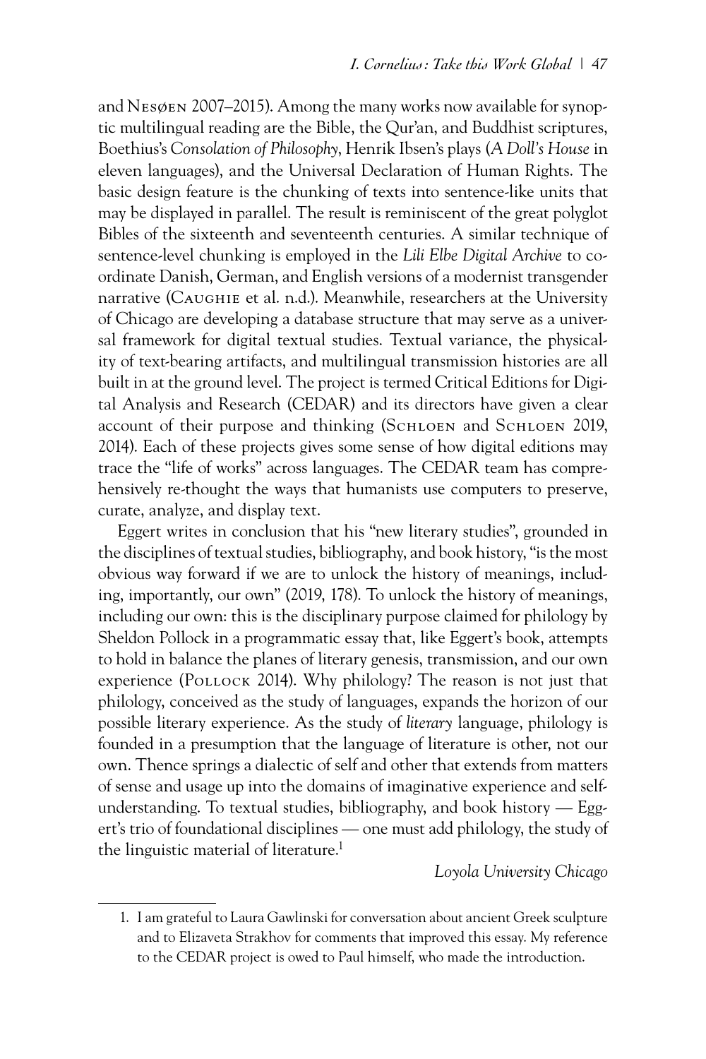and Nesøen 2007–2015). Among the many works now available for synoptic multilingual reading are the Bible, the Qur'an, and Buddhist scriptures, Boethius's *Consolation of Philosophy*, Henrik Ibsen's plays (*A Doll's House* in eleven languages), and the Universal Declaration of Human Rights. The basic design feature is the chunking of texts into sentence-like units that may be displayed in parallel. The result is reminiscent of the great polyglot Bibles of the sixteenth and seventeenth centuries. A similar technique of sentence-level chunking is employed in the *Lili Elbe Digital Archive* to coordinate Danish, German, and English versions of a modernist transgender narrative (Caughie et al. n.d.). Meanwhile, researchers at the University of Chicago are developing a database structure that may serve as a universal framework for digital textual studies. Textual variance, the physicality of text-bearing artifacts, and multilingual transmission histories are all built in at the ground level. The project is termed Critical Editions for Digital Analysis and Research (CEDAR) and its directors have given a clear account of their purpose and thinking (Schloen and Schloen 2019, 2014). Each of these projects gives some sense of how digital editions may trace the "life of works" across languages. The CEDAR team has comprehensively re-thought the ways that humanists use computers to preserve, curate, analyze, and display text.

Eggert writes in conclusion that his "new literary studies", grounded in the disciplines of textual studies, bibliography, and book history, "is the most obvious way forward if we are to unlock the history of meanings, including, importantly, our own" (2019, 178). To unlock the history of meanings, including our own: this is the disciplinary purpose claimed for philology by Sheldon Pollock in a programmatic essay that, like Eggert's book, attempts to hold in balance the planes of literary genesis, transmission, and our own experience (Pollock 2014). Why philology? The reason is not just that philology, conceived as the study of languages, expands the horizon of our possible literary experience. As the study of *literary* language, philology is founded in a presumption that the language of literature is other, not our own. Thence springs a dialectic of self and other that extends from matters of sense and usage up into the domains of imaginative experience and self-understanding. To textual studies, bibliography, and book history — Eggert's trio of foundational disciplines — one must add philology, the study of the linguistic material of literature.[1]

*Loyola University Chicago*

---

1. I am grateful to Laura Gawlinski for conversation about ancient Greek sculpture and to Elizaveta Strakhov for comments that improved this essay. My reference to the CEDAR project is owed to Paul himself, who made the introduction.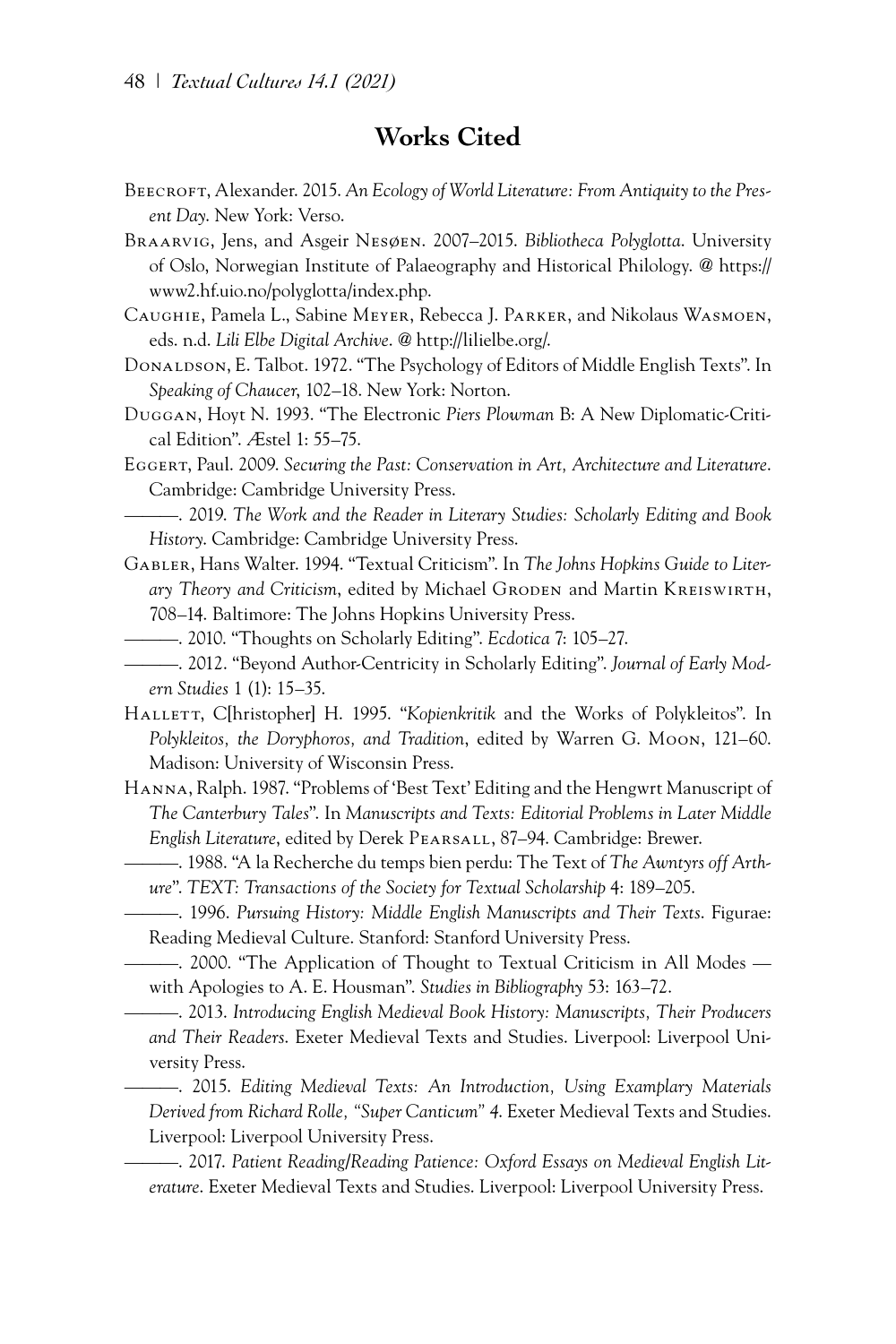## Works Cited

Beecroft, Alexander. 2015. *An Ecology of World Literature: From Antiquity to the Present Day*. New York: Verso.

Braarvig, Jens, and Asgeir Nesøen. 2007–2015. *Bibliotheca Polyglotta*. University of Oslo, Norwegian Institute of Palaeography and Historical Philology. @ https://www2.hf.uio.no/polyglotta/index.php.

Caughie, Pamela L., Sabine Meyer, Rebecca J. Parker, and Nikolaus Wasmoen, eds. n.d. *Lili Elbe Digital Archive*. @ http://lilielbe.org/.

Donaldson, E. Talbot. 1972. "The Psychology of Editors of Middle English Texts". In *Speaking of Chaucer*, 102–18. New York: Norton.

Duggan, Hoyt N. 1993. "The Electronic *Piers Plowman* B: A New Diplomatic-Critical Edition". *Æstel* 1: 55–75.

Eggert, Paul. 2009. *Securing the Past: Conservation in Art, Architecture and Literature*. Cambridge: Cambridge University Press.

———. 2019. *The Work and the Reader in Literary Studies: Scholarly Editing and Book History*. Cambridge: Cambridge University Press.

Gabler, Hans Walter. 1994. "Textual Criticism". In *The Johns Hopkins Guide to Literary Theory and Criticism*, edited by Michael Groden and Martin Kreiswirth, 708–14. Baltimore: The Johns Hopkins University Press.

———. 2010. "Thoughts on Scholarly Editing". *Ecdotica* 7: 105–27.

———. 2012. "Beyond Author-Centricity in Scholarly Editing". *Journal of Early Modern Studies* 1 (1): 15–35.

Hallett, C[hristopher] H. 1995. "*Kopienkritik* and the Works of Polykleitos". In *Polykleitos, the Doryphoros, and Tradition*, edited by Warren G. Moon, 121–60. Madison: University of Wisconsin Press.

Hanna, Ralph. 1987. "Problems of 'Best Text' Editing and the Hengwrt Manuscript of *The Canterbury Tales*". In *Manuscripts and Texts: Editorial Problems in Later Middle English Literature*, edited by Derek Pearsall, 87–94. Cambridge: Brewer.

———. 1988. "A la Recherche du temps bien perdu: The Text of *The Awntyrs off Arthure*". *TEXT: Transactions of the Society for Textual Scholarship* 4: 189–205.

———. 1996. *Pursuing History: Middle English Manuscripts and Their Texts*. Figurae: Reading Medieval Culture. Stanford: Stanford University Press.

———. 2000. "The Application of Thought to Textual Criticism in All Modes — with Apologies to A. E. Housman". *Studies in Bibliography* 53: 163–72.

———. 2013. *Introducing English Medieval Book History: Manuscripts, Their Producers and Their Readers*. Exeter Medieval Texts and Studies. Liverpool: Liverpool University Press.

———. 2015. *Editing Medieval Texts: An Introduction, Using Examplary Materials Derived from Richard Rolle, "Super Canticum" 4*. Exeter Medieval Texts and Studies. Liverpool: Liverpool University Press.

———. 2017. *Patient Reading/Reading Patience: Oxford Essays on Medieval English Literature*. Exeter Medieval Texts and Studies. Liverpool: Liverpool University Press.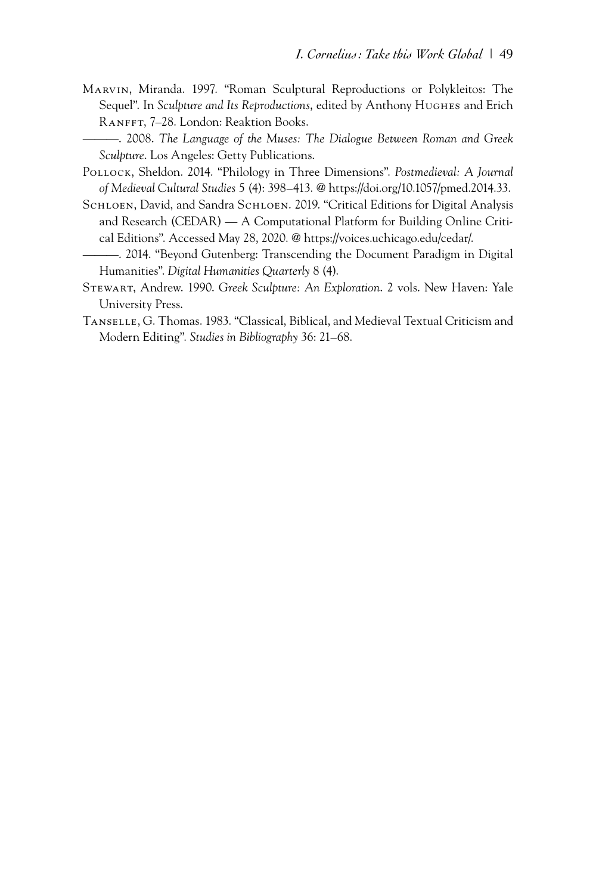Marvin, Miranda. 1997. "Roman Sculptural Reproductions or Polykleitos: The Sequel". In *Sculpture and Its Reproductions*, edited by Anthony Hughes and Erich Ranfft, 7–28. London: Reaktion Books.

———. 2008. *The Language of the Muses: The Dialogue Between Roman and Greek Sculpture*. Los Angeles: Getty Publications.

Pollock, Sheldon. 2014. "Philology in Three Dimensions". *Postmedieval: A Journal of Medieval Cultural Studies* 5 (4): 398–413. @ https://doi.org/10.1057/pmed.2014.33.

Schloen, David, and Sandra Schloen. 2019. "Critical Editions for Digital Analysis and Research (CEDAR) — A Computational Platform for Building Online Critical Editions". Accessed May 28, 2020. @ https://voices.uchicago.edu/cedar/.

———. 2014. "Beyond Gutenberg: Transcending the Document Paradigm in Digital Humanities". *Digital Humanities Quarterly* 8 (4).

Stewart, Andrew. 1990. *Greek Sculpture: An Exploration*. 2 vols. New Haven: Yale University Press.

Tanselle, G. Thomas. 1983. "Classical, Biblical, and Medieval Textual Criticism and Modern Editing". *Studies in Bibliography* 36: 21–68.